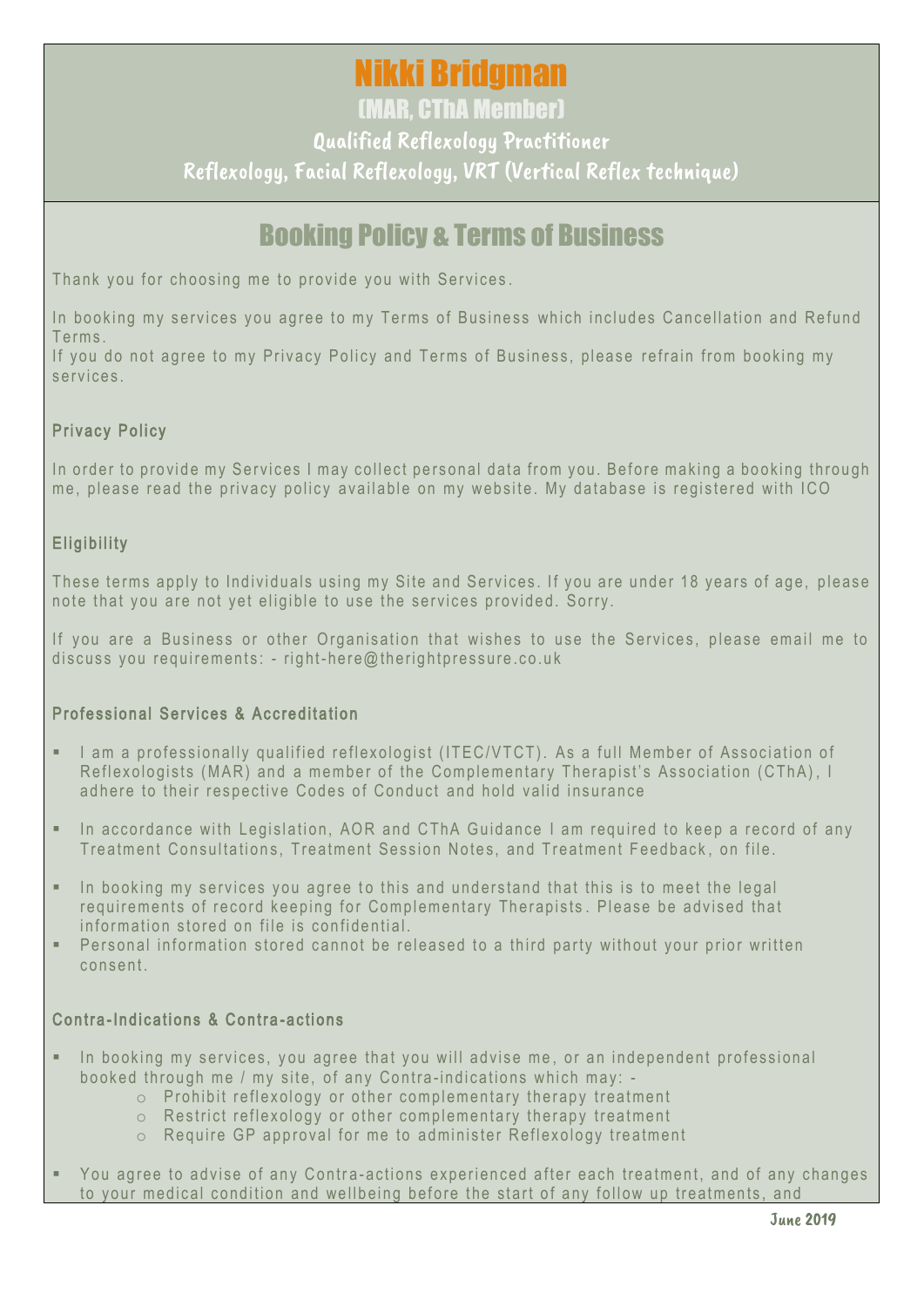# Nikki Bridgman

(MAR, CThA Member)

Qualified Reflexology Practitioner

Reflexology, Facial Reflexology, VRT (Vertical Reflex technique)

## Booking Policy & Terms of Business

Thank you for choosing me to provide you with Services.

In booking my services you agree to my Terms of Business which includes Cancellation and Refund Terms.
If you do not agree to my Privacy Policy and Terms of Business, please refrain from booking my services.

### Privacy Policy

In order to provide my Services I may collect personal data from you. Before making a booking through me, please read the privacy policy available on my website. My database is registered with ICO

### Eligibility

These terms apply to Individuals using my Site and Services. If you are under 18 years of age, please note that you are not yet eligible to use the services provided. Sorry.

If you are a Business or other Organisation that wishes to use the Services, please email me to discuss you requirements: - right-here@therightpressure.co.uk

### Professional Services & Accreditation

- I am a professionally qualified reflexologist (ITEC/VTCT). As a full Member of Association of Reflexologists (MAR) and a member of the Complementary Therapist's Association (CThA), I adhere to their respective Codes of Conduct and hold valid insurance

- In accordance with Legislation, AOR and CThA Guidance I am required to keep a record of any Treatment Consultations, Treatment Session Notes, and Treatment Feedback, on file.

- In booking my services you agree to this and understand that this is to meet the legal requirements of record keeping for Complementary Therapists. Please be advised that information stored on file is confidential.
- Personal information stored cannot be released to a third party without your prior written consent.

### Contra-Indications & Contra-actions

- In booking my services, you agree that you will advise me, or an independent professional booked through me / my site, of any Contra-indications which may: -
  - Prohibit reflexology or other complementary therapy treatment
  - Restrict reflexology or other complementary therapy treatment
  - Require GP approval for me to administer Reflexology treatment

- You agree to advise of any Contra-actions experienced after each treatment, and of any changes to your medical condition and wellbeing before the start of any follow up treatments, and

June 2019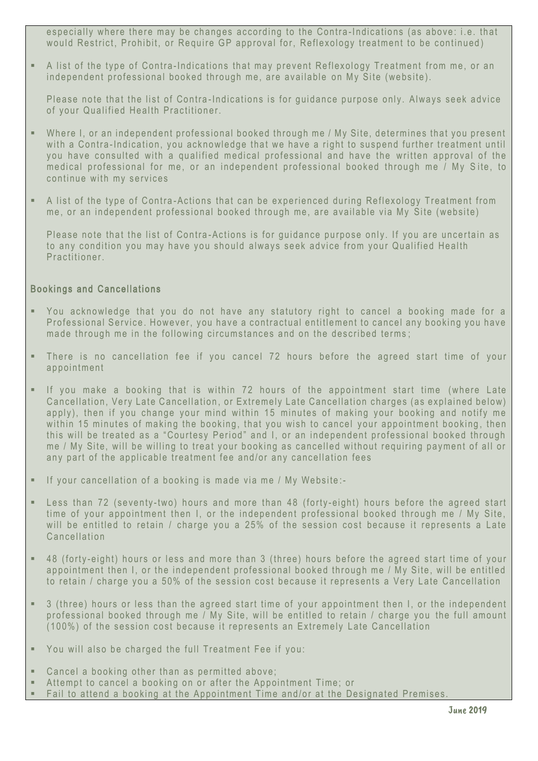especially where there may be changes according to the Contra-Indications (as above: i.e. that would Restrict, Prohibit, or Require GP approval for, Reflexology treatment to be continued)

- A list of the type of Contra-Indications that may prevent Reflexology Treatment from me, or an independent professional booked through me, are available on My Site (website).

  Please note that the list of Contra-Indications is for guidance purpose only. Always seek advice of your Qualified Health Practitioner.

- Where I, or an independent professional booked through me / My Site, determines that you present with a Contra-Indication, you acknowledge that we have a right to suspend further treatment until you have consulted with a qualified medical professional and have the written approval of the medical professional for me, or an independent professional booked through me / My Site, to continue with my services

- A list of the type of Contra-Actions that can be experienced during Reflexology Treatment from me, or an independent professional booked through me, are available via My Site (website)

  Please note that the list of Contra-Actions is for guidance purpose only. If you are uncertain as to any condition you may have you should always seek advice from your Qualified Health Practitioner.

### Bookings and Cancellations

- You acknowledge that you do not have any statutory right to cancel a booking made for a Professional Service. However, you have a contractual entitlement to cancel any booking you have made through me in the following circumstances and on the described terms;
- There is no cancellation fee if you cancel 72 hours before the agreed start time of your appointment
- If you make a booking that is within 72 hours of the appointment start time (where Late Cancellation, Very Late Cancellation, or Extremely Late Cancellation charges (as explained below) apply), then if you change your mind within 15 minutes of making your booking and notify me within 15 minutes of making the booking, that you wish to cancel your appointment booking, then this will be treated as a "Courtesy Period" and I, or an independent professional booked through me / My Site, will be willing to treat your booking as cancelled without requiring payment of all or any part of the applicable treatment fee and/or any cancellation fees
- If your cancellation of a booking is made via me / My Website:-
- Less than 72 (seventy-two) hours and more than 48 (forty-eight) hours before the agreed start time of your appointment then I, or the independent professional booked through me / My Site, will be entitled to retain / charge you a 25% of the session cost because it represents a Late Cancellation
- 48 (forty-eight) hours or less and more than 3 (three) hours before the agreed start time of your appointment then I, or the independent professional booked through me / My Site, will be entitled to retain / charge you a 50% of the session cost because it represents a Very Late Cancellation
- 3 (three) hours or less than the agreed start time of your appointment then I, or the independent professional booked through me / My Site, will be entitled to retain / charge you the full amount (100%) of the session cost because it represents an Extremely Late Cancellation
- You will also be charged the full Treatment Fee if you:
- Cancel a booking other than as permitted above;
- Attempt to cancel a booking on or after the Appointment Time; or
- Fail to attend a booking at the Appointment Time and/or at the Designated Premises.

June 2019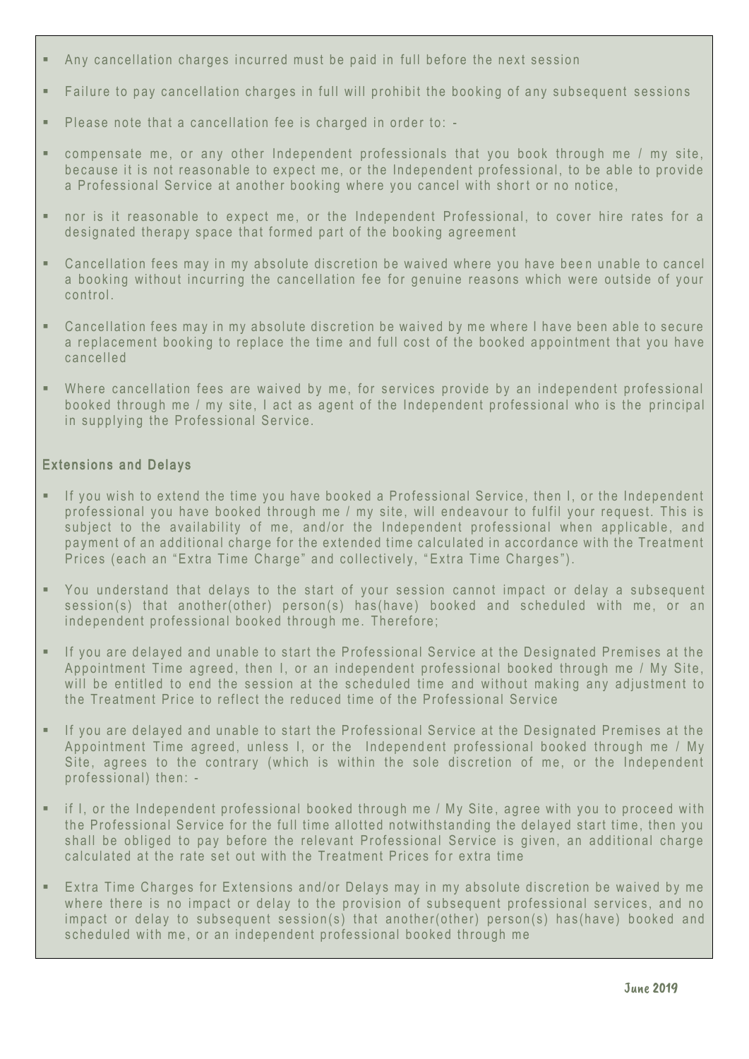- Any cancellation charges incurred must be paid in full before the next session
- Failure to pay cancellation charges in full will prohibit the booking of any subsequent sessions
- Please note that a cancellation fee is charged in order to: -
- compensate me, or any other Independent professionals that you book through me / my site, because it is not reasonable to expect me, or the Independent professional, to be able to provide a Professional Service at another booking where you cancel with short or no notice,
- nor is it reasonable to expect me, or the Independent Professional, to cover hire rates for a designated therapy space that formed part of the booking agreement
- Cancellation fees may in my absolute discretion be waived where you have been unable to cancel a booking without incurring the cancellation fee for genuine reasons which were outside of your control.
- Cancellation fees may in my absolute discretion be waived by me where I have been able to secure a replacement booking to replace the time and full cost of the booked appointment that you have cancelled
- Where cancellation fees are waived by me, for services provide by an independent professional booked through me / my site, I act as agent of the Independent professional who is the principal in supplying the Professional Service.

## Extensions and Delays

- If you wish to extend the time you have booked a Professional Service, then I, or the Independent professional you have booked through me / my site, will endeavour to fulfil your request. This is subject to the availability of me, and/or the Independent professional when applicable, and payment of an additional charge for the extended time calculated in accordance with the Treatment Prices (each an "Extra Time Charge" and collectively, "Extra Time Charges").
- You understand that delays to the start of your session cannot impact or delay a subsequent session(s) that another(other) person(s) has(have) booked and scheduled with me, or an independent professional booked through me. Therefore;
- If you are delayed and unable to start the Professional Service at the Designated Premises at the Appointment Time agreed, then I, or an independent professional booked through me / My Site, will be entitled to end the session at the scheduled time and without making any adjustment to the Treatment Price to reflect the reduced time of the Professional Service
- If you are delayed and unable to start the Professional Service at the Designated Premises at the Appointment Time agreed, unless I, or the Independent professional booked through me / My Site, agrees to the contrary (which is within the sole discretion of me, or the Independent professional) then: -
- if I, or the Independent professional booked through me / My Site, agree with you to proceed with the Professional Service for the full time allotted notwithstanding the delayed start time, then you shall be obliged to pay before the relevant Professional Service is given, an additional charge calculated at the rate set out with the Treatment Prices for extra time
- Extra Time Charges for Extensions and/or Delays may in my absolute discretion be waived by me where there is no impact or delay to the provision of subsequent professional services, and no impact or delay to subsequent session(s) that another(other) person(s) has(have) booked and scheduled with me, or an independent professional booked through me

June 2019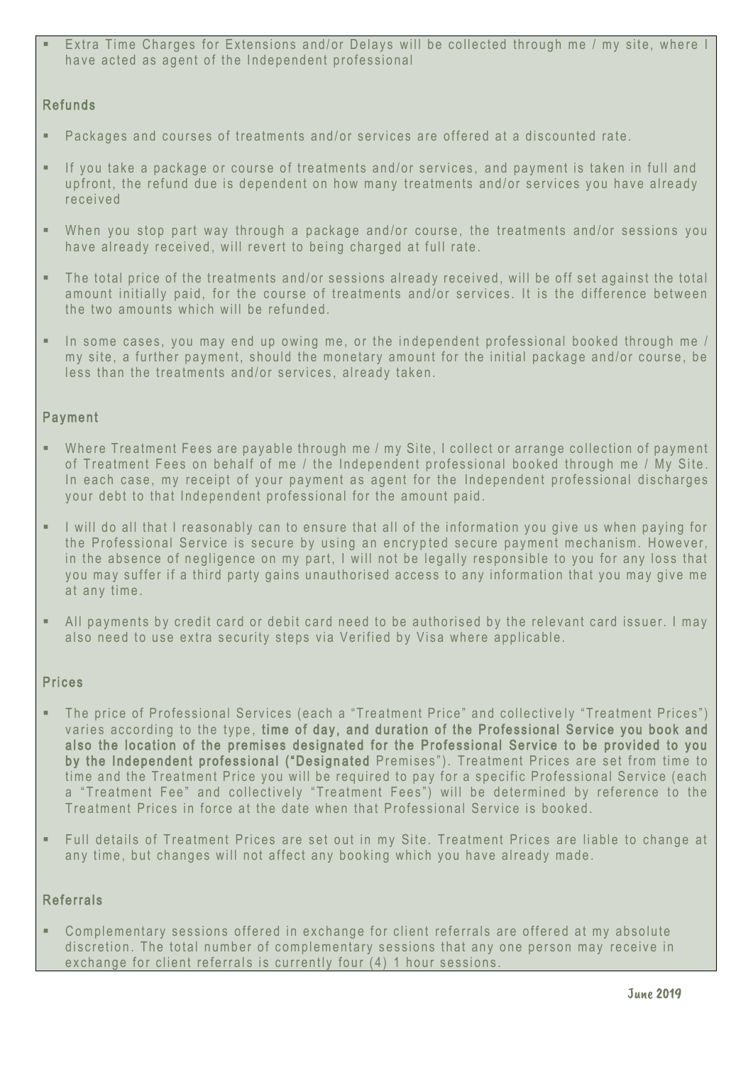- Extra Time Charges for Extensions and/or Delays will be collected through me / my site, where I have acted as agent of the Independent professional

### Refunds

- Packages and courses of treatments and/or services are offered at a discounted rate.
- If you take a package or course of treatments and/or services, and payment is taken in full and upfront, the refund due is dependent on how many treatments and/or services you have already received
- When you stop part way through a package and/or course, the treatments and/or sessions you have already received, will revert to being charged at full rate.
- The total price of the treatments and/or sessions already received, will be off set against the total amount initially paid, for the course of treatments and/or services. It is the difference between the two amounts which will be refunded.
- In some cases, you may end up owing me, or the independent professional booked through me / my site, a further payment, should the monetary amount for the initial package and/or course, be less than the treatments and/or services, already taken.

### Payment

- Where Treatment Fees are payable through me / my Site, I collect or arrange collection of payment of Treatment Fees on behalf of me / the Independent professional booked through me / My Site. In each case, my receipt of your payment as agent for the Independent professional discharges your debt to that Independent professional for the amount paid.
- I will do all that I reasonably can to ensure that all of the information you give us when paying for the Professional Service is secure by using an encrypted secure payment mechanism. However, in the absence of negligence on my part, I will not be legally responsible to you for any loss that you may suffer if a third party gains unauthorised access to any information that you may give me at any time.
- All payments by credit card or debit card need to be authorised by the relevant card issuer. I may also need to use extra security steps via Verified by Visa where applicable.

### Prices

- The price of Professional Services (each a "Treatment Price" and collectively "Treatment Prices") varies according to the type, **time of day, and duration of the Professional Service you book and also the location of the premises designated for the Professional Service to be provided to you by the Independent professional ("Designated** Premises"). Treatment Prices are set from time to time and the Treatment Price you will be required to pay for a specific Professional Service (each a "Treatment Fee" and collectively "Treatment Fees") will be determined by reference to the Treatment Prices in force at the date when that Professional Service is booked.
- Full details of Treatment Prices are set out in my Site. Treatment Prices are liable to change at any time, but changes will not affect any booking which you have already made.

### Referrals

- Complementary sessions offered in exchange for client referrals are offered at my absolute discretion. The total number of complementary sessions that any one person may receive in exchange for client referrals is currently four (4) 1 hour sessions.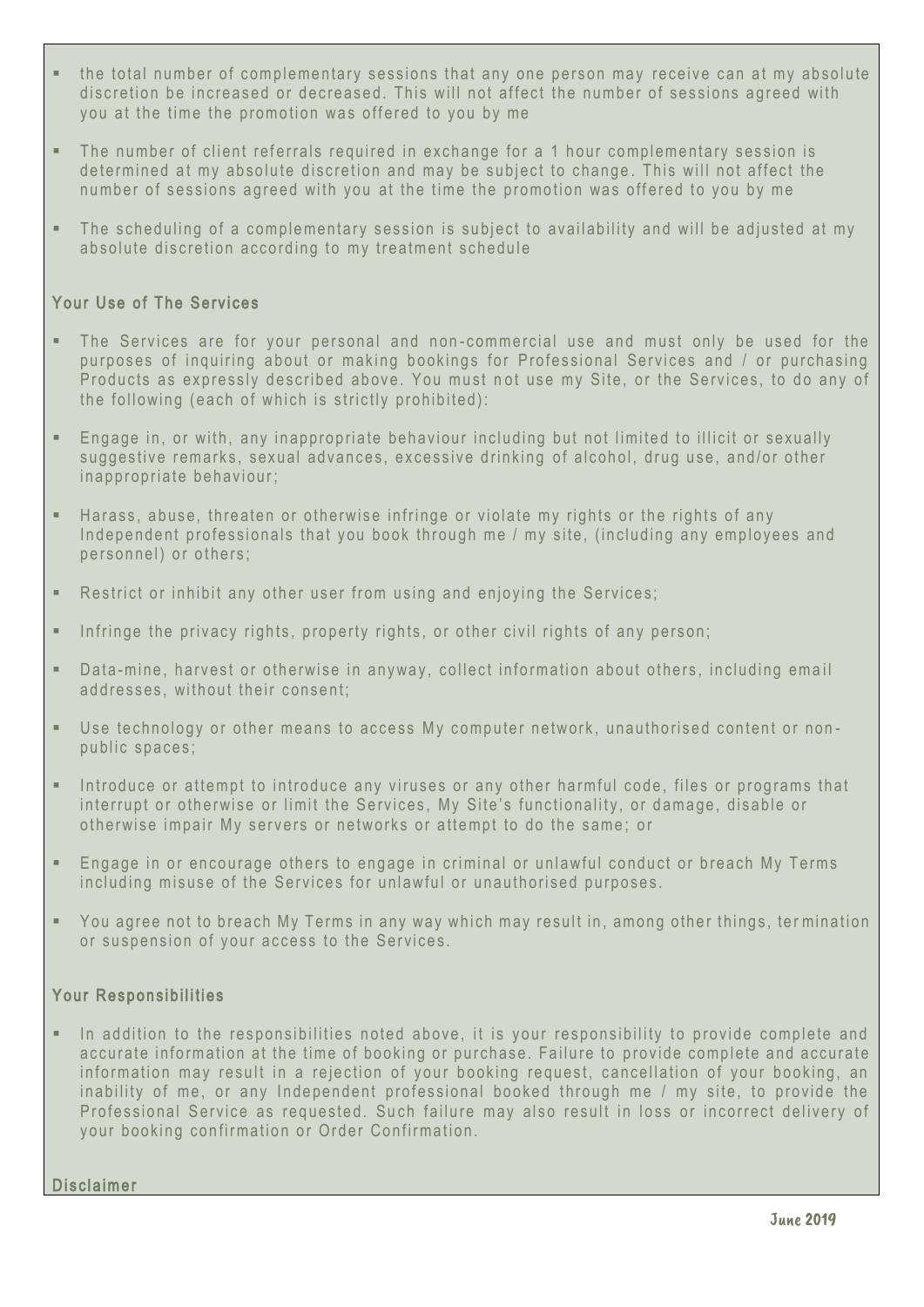- the total number of complementary sessions that any one person may receive can at my absolute discretion be increased or decreased. This will not affect the number of sessions agreed with you at the time the promotion was offered to you by me

- The number of client referrals required in exchange for a 1 hour complementary session is determined at my absolute discretion and may be subject to change. This will not affect the number of sessions agreed with you at the time the promotion was offered to you by me

- The scheduling of a complementary session is subject to availability and will be adjusted at my absolute discretion according to my treatment schedule

### Your Use of The Services

- The Services are for your personal and non-commercial use and must only be used for the purposes of inquiring about or making bookings for Professional Services and / or purchasing Products as expressly described above. You must not use my Site, or the Services, to do any of the following (each of which is strictly prohibited):

- Engage in, or with, any inappropriate behaviour including but not limited to illicit or sexually suggestive remarks, sexual advances, excessive drinking of alcohol, drug use, and/or other inappropriate behaviour;

- Harass, abuse, threaten or otherwise infringe or violate my rights or the rights of any Independent professionals that you book through me / my site, (including any employees and personnel) or others;

- Restrict or inhibit any other user from using and enjoying the Services;

- Infringe the privacy rights, property rights, or other civil rights of any person;

- Data-mine, harvest or otherwise in anyway, collect information about others, including email addresses, without their consent;

- Use technology or other means to access My computer network, unauthorised content or non-public spaces;

- Introduce or attempt to introduce any viruses or any other harmful code, files or programs that interrupt or otherwise or limit the Services, My Site's functionality, or damage, disable or otherwise impair My servers or networks or attempt to do the same; or

- Engage in or encourage others to engage in criminal or unlawful conduct or breach My Terms including misuse of the Services for unlawful or unauthorised purposes.

- You agree not to breach My Terms in any way which may result in, among other things, termination or suspension of your access to the Services.

### Your Responsibilities

- In addition to the responsibilities noted above, it is your responsibility to provide complete and accurate information at the time of booking or purchase. Failure to provide complete and accurate information may result in a rejection of your booking request, cancellation of your booking, an inability of me, or any Independent professional booked through me / my site, to provide the Professional Service as requested. Such failure may also result in loss or incorrect delivery of your booking confirmation or Order Confirmation.

### Disclaimer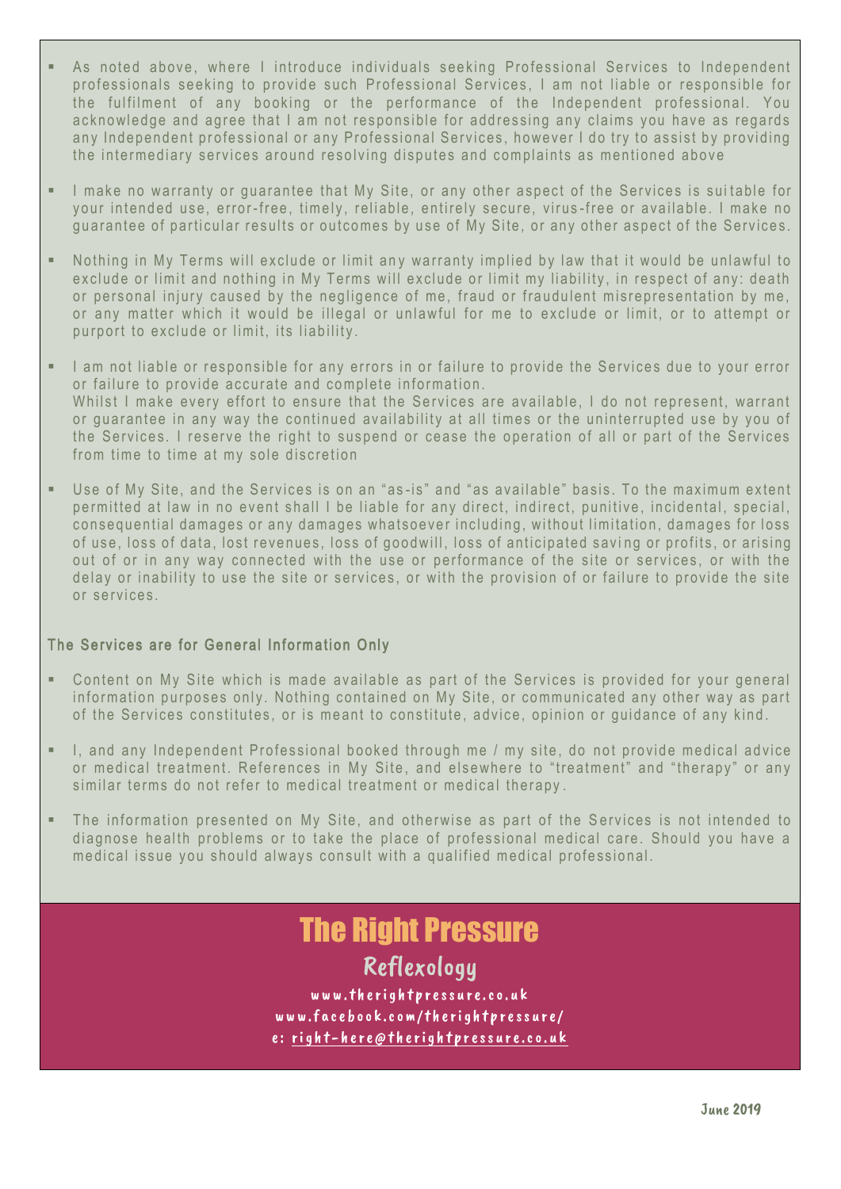- As noted above, where I introduce individuals seeking Professional Services to Independent professionals seeking to provide such Professional Services, I am not liable or responsible for the fulfilment of any booking or the performance of the Independent professional. You acknowledge and agree that I am not responsible for addressing any claims you have as regards any Independent professional or any Professional Services, however I do try to assist by providing the intermediary services around resolving disputes and complaints as mentioned above

- I make no warranty or guarantee that My Site, or any other aspect of the Services is suitable for your intended use, error-free, timely, reliable, entirely secure, virus-free or available. I make no guarantee of particular results or outcomes by use of My Site, or any other aspect of the Services.

- Nothing in My Terms will exclude or limit any warranty implied by law that it would be unlawful to exclude or limit and nothing in My Terms will exclude or limit my liability, in respect of any: death or personal injury caused by the negligence of me, fraud or fraudulent misrepresentation by me, or any matter which it would be illegal or unlawful for me to exclude or limit, or to attempt or purport to exclude or limit, its liability.

- I am not liable or responsible for any errors in or failure to provide the Services due to your error or failure to provide accurate and complete information.
  Whilst I make every effort to ensure that the Services are available, I do not represent, warrant or guarantee in any way the continued availability at all times or the uninterrupted use by you of the Services. I reserve the right to suspend or cease the operation of all or part of the Services from time to time at my sole discretion

- Use of My Site, and the Services is on an "as-is" and "as available" basis. To the maximum extent permitted at law in no event shall I be liable for any direct, indirect, punitive, incidental, special, consequential damages or any damages whatsoever including, without limitation, damages for loss of use, loss of data, lost revenues, loss of goodwill, loss of anticipated saving or profits, or arising out of or in any way connected with the use or performance of the site or services, or with the delay or inability to use the site or services, or with the provision of or failure to provide the site or services.

### The Services are for General Information Only

- Content on My Site which is made available as part of the Services is provided for your general information purposes only. Nothing contained on My Site, or communicated any other way as part of the Services constitutes, or is meant to constitute, advice, opinion or guidance of any kind.

- I, and any Independent Professional booked through me / my site, do not provide medical advice or medical treatment. References in My Site, and elsewhere to "treatment" and "therapy" or any similar terms do not refer to medical treatment or medical therapy.

- The information presented on My Site, and otherwise as part of the Services is not intended to diagnose health problems or to take the place of professional medical care. Should you have a medical issue you should always consult with a qualified medical professional.

## The Right Pressure

### Reflexology

www.therightpressure.co.uk
www.facebook.com/therightpressure/
e: right-here@therightpressure.co.uk

June 2019